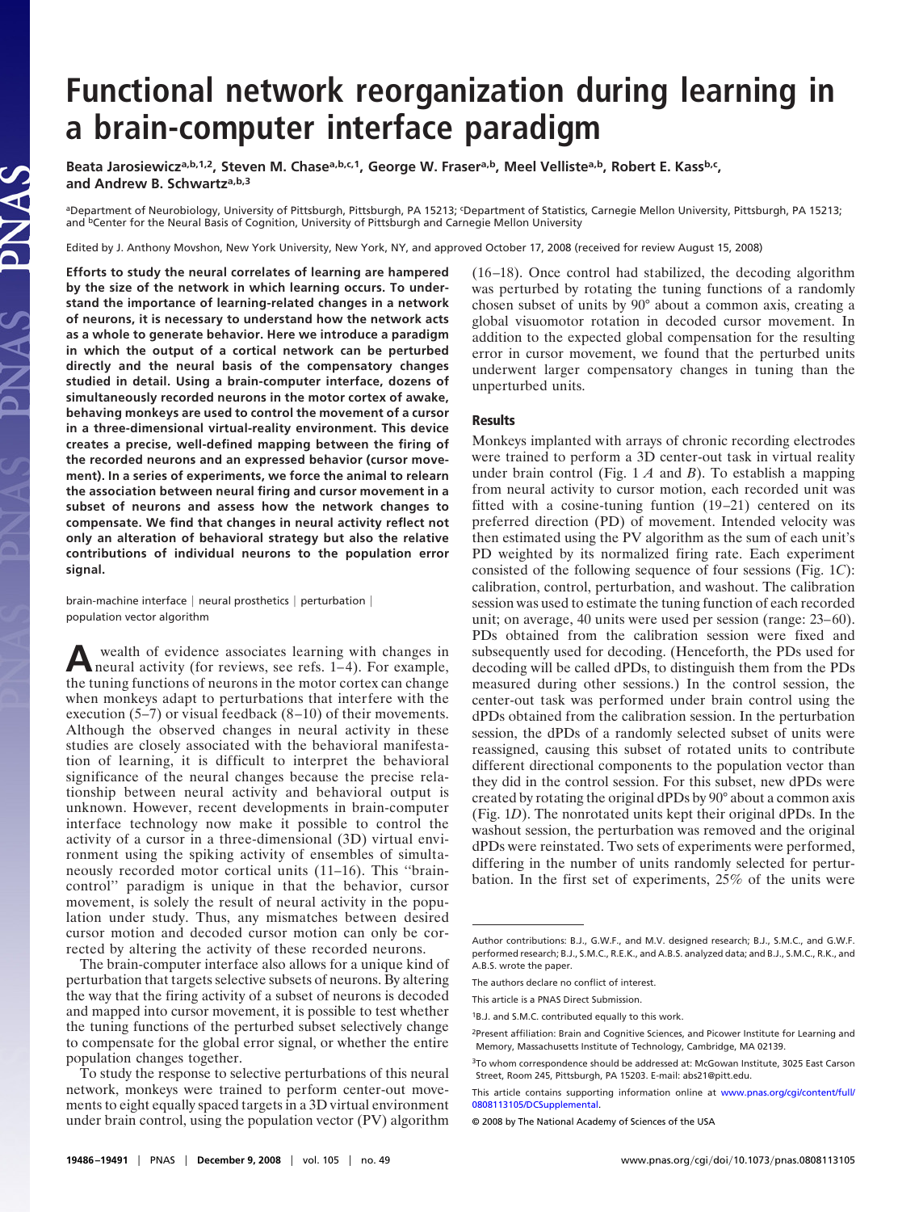# Functional network reorganization during learning in a brain-computer interface paradigm

Beata Jarosiewicz[a,b,1,2], Steven M. Chase[a,b,c,1], George W. Fraser[a,b], Meel Velliste[a,b], Robert E. Kass[b,c], and Andrew B. Schwartz[a,b,3]

[a]Department of Neurobiology, University of Pittsburgh, Pittsburgh, PA 15213; [c]Department of Statistics, Carnegie Mellon University, Pittsburgh, PA 15213; and [b]Center for the Neural Basis of Cognition, University of Pittsburgh and Carnegie Mellon University

Edited by J. Anthony Movshon, New York University, New York, NY, and approved October 17, 2008 (received for review August 15, 2008)

**Efforts to study the neural correlates of learning are hampered by the size of the network in which learning occurs. To understand the importance of learning-related changes in a network of neurons, it is necessary to understand how the network acts as a whole to generate behavior. Here we introduce a paradigm in which the output of a cortical network can be perturbed directly and the neural basis of the compensatory changes studied in detail. Using a brain-computer interface, dozens of simultaneously recorded neurons in the motor cortex of awake, behaving monkeys are used to control the movement of a cursor in a three-dimensional virtual-reality environment. This device creates a precise, well-defined mapping between the firing of the recorded neurons and an expressed behavior (cursor movement). In a series of experiments, we force the animal to relearn the association between neural firing and cursor movement in a subset of neurons and assess how the network changes to compensate. We find that changes in neural activity reflect not only an alteration of behavioral strategy but also the relative contributions of individual neurons to the population error signal.**

brain-machine interface | neural prosthetics | perturbation | population vector algorithm

A wealth of evidence associates learning with changes in neural activity (for reviews, see refs. 1–4). For example, the tuning functions of neurons in the motor cortex can change when monkeys adapt to perturbations that interfere with the execution (5–7) or visual feedback (8–10) of their movements. Although the observed changes in neural activity in these studies are closely associated with the behavioral manifestation of learning, it is difficult to interpret the behavioral significance of the neural changes because the precise relationship between neural activity and behavioral output is unknown. However, recent developments in brain-computer interface technology now make it possible to control the activity of a cursor in a three-dimensional (3D) virtual environment using the spiking activity of ensembles of simultaneously recorded motor cortical units (11–16). This "brain-control" paradigm is unique in that the behavior, cursor movement, is solely the result of neural activity in the population under study. Thus, any mismatches between desired cursor motion and decoded cursor motion can only be corrected by altering the activity of these recorded neurons.

The brain-computer interface also allows for a unique kind of perturbation that targets selective subsets of neurons. By altering the way that the firing activity of a subset of neurons is decoded and mapped into cursor movement, it is possible to test whether the tuning functions of the perturbed subset selectively change to compensate for the global error signal, or whether the entire population changes together.

To study the response to selective perturbations of this neural network, monkeys were trained to perform center-out movements to eight equally spaced targets in a 3D virtual environment under brain control, using the population vector (PV) algorithm (16–18). Once control had stabilized, the decoding algorithm was perturbed by rotating the tuning functions of a randomly chosen subset of units by 90° about a common axis, creating a global visuomotor rotation in decoded cursor movement. In addition to the expected global compensation for the resulting error in cursor movement, we found that the perturbed units underwent larger compensatory changes in tuning than the unperturbed units.

## Results

Monkeys implanted with arrays of chronic recording electrodes were trained to perform a 3D center-out task in virtual reality under brain control (Fig. 1 *A* and *B*). To establish a mapping from neural activity to cursor motion, each recorded unit was fitted with a cosine-tuning function (19–21) centered on its preferred direction (PD) of movement. Intended velocity was then estimated using the PV algorithm as the sum of each unit's PD weighted by its normalized firing rate. Each experiment consisted of the following sequence of four sessions (Fig. 1*C*): calibration, control, perturbation, and washout. The calibration session was used to estimate the tuning function of each recorded unit; on average, 40 units were used per session (range: 23–60). PDs obtained from the calibration session were fixed and subsequently used for decoding. (Henceforth, the PDs used for decoding will be called dPDs, to distinguish them from the PDs measured during other sessions.) In the control session, the center-out task was performed under brain control using the dPDs obtained from the calibration session. In the perturbation session, the dPDs of a randomly selected subset of units were reassigned, causing this subset of rotated units to contribute different directional components to the population vector than they did in the control session. For this subset, new dPDs were created by rotating the original dPDs by 90° about a common axis (Fig. 1*D*). The nonrotated units kept their original dPDs. In the washout session, the perturbation was removed and the original dPDs were reinstated. Two sets of experiments were performed, differing in the number of units randomly selected for perturbation. In the first set of experiments, 25% of the units were

Author contributions: B.J., G.W.F., and M.V. designed research; B.J., S.M.C., and G.W.F. performed research; B.J., S.M.C., R.E.K., and A.B.S. analyzed data; and B.J., S.M.C., R.K., and A.B.S. wrote the paper.

The authors declare no conflict of interest.

This article is a PNAS Direct Submission.

[1]B.J. and S.M.C. contributed equally to this work.

[2]Present affiliation: Brain and Cognitive Sciences, and Picower Institute for Learning and Memory, Massachusetts Institute of Technology, Cambridge, MA 02139.

[3]To whom correspondence should be addressed at: McGowan Institute, 3025 East Carson Street, Room 245, Pittsburgh, PA 15203. E-mail: abs21@pitt.edu.

This article contains supporting information online at www.pnas.org/cgi/content/full/0808113105/DCSupplemental.

© 2008 by The National Academy of Sciences of the USA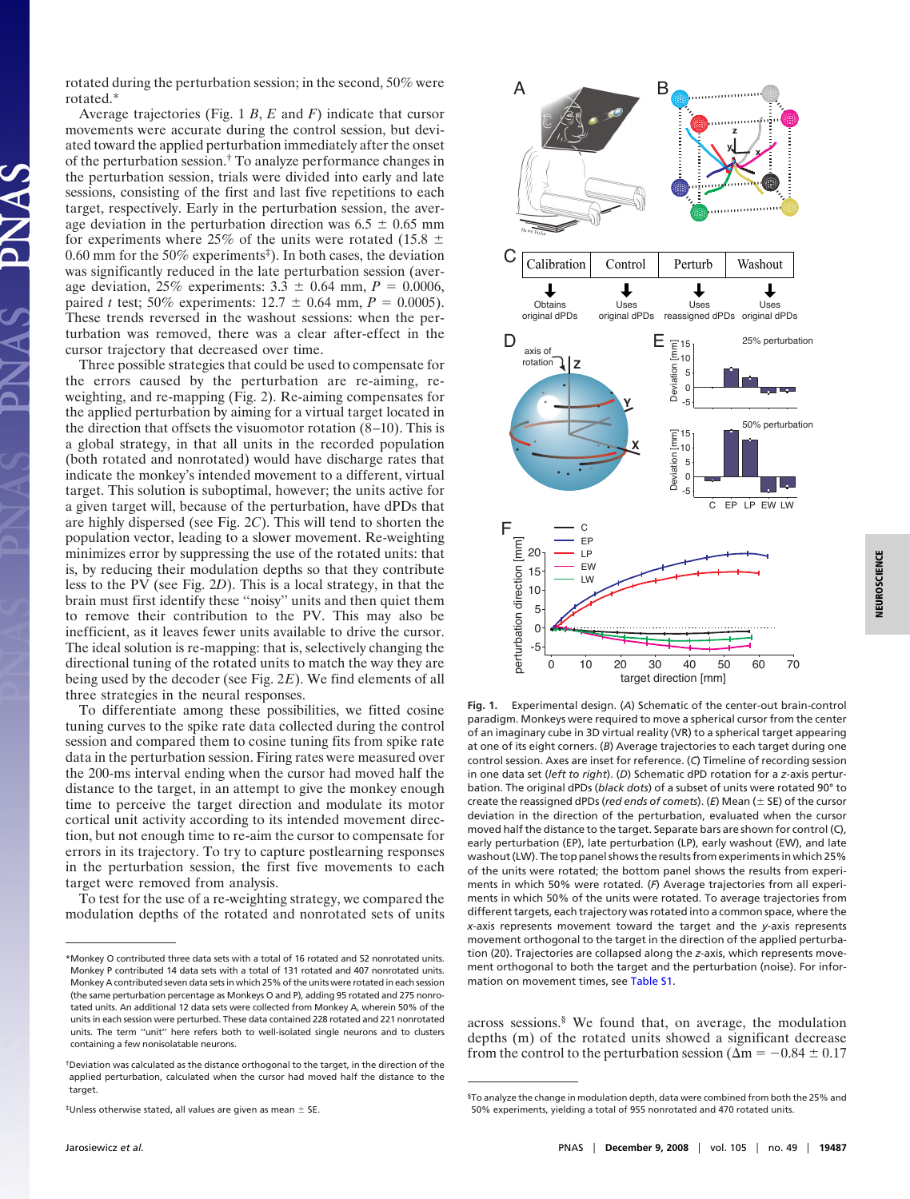rotated during the perturbation session; in the second, 50% were rotated.*

Average trajectories (Fig. 1 *B*, *E* and *F*) indicate that cursor movements were accurate during the control session, but deviated toward the applied perturbation immediately after the onset of the perturbation session.† To analyze performance changes in the perturbation session, trials were divided into early and late sessions, consisting of the first and last five repetitions to each target, respectively. Early in the perturbation session, the average deviation in the perturbation direction was 6.5 ± 0.65 mm for experiments where 25% of the units were rotated (15.8 ± 0.60 mm for the 50% experiments‡). In both cases, the deviation was significantly reduced in the late perturbation session (average deviation, 25% experiments: 3.3 ± 0.64 mm, $P = 0.0006$, paired *t* test; 50% experiments: 12.7 ± 0.64 mm, $P = 0.0005$). These trends reversed in the washout session: when the perturbation was removed, there was a clear after-effect in the cursor trajectory that decreased over time.

Three possible strategies that could be used to compensate for the errors caused by the perturbation are re-aiming, re-weighting, and re-mapping (Fig. 2). Re-aiming compensates for the applied perturbation by aiming for a virtual target located in the direction that offsets the visuomotor rotation (8–10). This is a global strategy, in that all units in the recorded population (both rotated and nonrotated) would have discharge rates that indicate the monkey's intended movement to a different, virtual target. This solution is suboptimal, however; the units active for a given target will, because of the perturbation, have dPDs that are highly dispersed (see Fig. 2*C*). This will tend to shorten the population vector, leading to a slower movement. Re-weighting minimizes error by suppressing the use of the rotated units: that is, by reducing their modulation depths so that they contribute less to the PV (see Fig. 2*D*). This is a local strategy, in that the brain must first identify these "noisy" units and then quiet them to remove their contribution to the PV. This may also be inefficient, as it leaves fewer units available to drive the cursor. The ideal solution is re-mapping: that is, selectively changing the directional tuning of the rotated units to match the way they are being used by the decoder (see Fig. 2*E*). We find elements of all three strategies in the neural responses.

To differentiate among these possibilities, we fitted cosine tuning curves to the spike rate data collected during the control session and compared them to cosine tuning fits from spike rate data in the perturbation session. Firing rates were measured over the 200-ms interval ending when the cursor had moved half the distance to the target, in an attempt to give the monkey enough time to perceive the target direction and modulate its motor cortical unit activity according to its intended movement direction, but not enough time to re-aim the cursor to compensate for errors in its trajectory. To try to capture postlearning responses in the perturbation session, the first five movements to each target were removed from analysis.

To test for the use of a re-weighting strategy, we compared the modulation depths of the rotated and nonrotated sets of units across sessions.§ We found that, on average, the modulation depths (m) of the rotated units showed a significant decrease from the control to the perturbation session ($\Delta m = -0.84 \pm 0.17$

A

B

z
y
x

C

Calibration | Control | Perturb | Washout

Obtains original dPDs | Uses original dPDs | Uses reassigned dPDs | Uses original dPDs

D

axis of rotation
Z
Y
X

E

25% perturbation
Deviation [mm]
15
10
5
0
-5

50% perturbation
Deviation [mm]
15
10
5
0
-5
C EP LP EW LW

F

C
EP
LP
EW
LW
perturbation direction [mm]
20
15
10
5
0
-5
0 10 20 30 40 50 60 70
target direction [mm]

**Fig. 1.** Experimental design. (*A*) Schematic of the center-out brain-control paradigm. Monkeys were required to move a spherical cursor from the center of an imaginary cube in 3D virtual reality (VR) to a spherical target appearing at one of its eight corners. (*B*) Average trajectories to each target during one control session. Axes are inset for reference. (*C*) Timeline of recording session in one data set (*left to right*). (*D*) Schematic dPD rotation for a *z*-axis perturbation. The original dPDs (*black dots*) of a subset of units were rotated 90° to create the reassigned dPDs (*red ends of comets*). (*E*) Mean (± SE) of the cursor deviation in the direction of the perturbation, evaluated when the cursor moved half the distance to the target. Separate bars are shown for control (C), early perturbation (EP), late perturbation (LP), early washout (EW), and late washout (LW). The top panel shows the results from experiments in which 25% of the units were rotated; the bottom panel shows the results from experiments in which 50% were rotated. (*F*) Average trajectories from all experiments in which 50% of the units were rotated. To average trajectories from different targets, each trajectory was rotated into a common space, where the *x*-axis represents movement toward the target and the *y*-axis represents movement orthogonal to the target in the direction of the applied perturbation (20). Trajectories are collapsed along the *z*-axis, which represents movement orthogonal to both the target and the perturbation (noise). For information on movement times, see Table S1.

*Monkey O contributed three data sets with a total of 16 rotated and 52 nonrotated units. Monkey P contributed 14 data sets with a total of 131 rotated and 407 nonrotated units. Monkey A contributed seven data sets in which 25% of the units were rotated in each session (the same perturbation percentage as Monkeys O and P), adding 95 rotated and 275 nonrotated units. An additional 12 data sets were collected from Monkey A, wherein 50% of the units in each session were perturbed. These data contained 228 rotated and 221 nonrotated units. The term "unit" here refers both to well-isolated single neurons and to clusters containing a few nonisolatable neurons.

†Deviation was calculated as the distance orthogonal to the target, in the direction of the applied perturbation, calculated when the cursor had moved half the distance to the target.

‡Unless otherwise stated, all values are given as mean ± SE.

§To analyze the change in modulation depth, data were combined from both the 25% and 50% experiments, yielding a total of 955 nonrotated and 470 rotated units.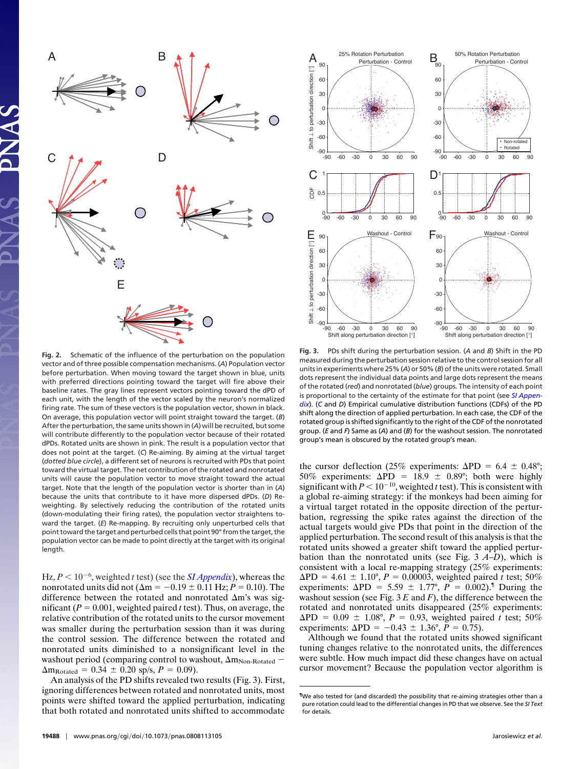**Fig. 2.** Schematic of the influence of the perturbation on the population vector and of three possible compensation mechanisms. (*A*) Population vector before perturbation. When moving toward the target shown in blue, units with preferred directions pointing toward the target will fire above their baseline rates. The gray lines represent vectors pointing toward the dPD of each unit, with the length of the vector scaled by the neuron's normalized firing rate. The sum of these vectors is the population vector, shown in black. On average, this population vector will point straight toward the target. (*B*) After the perturbation, the same units shown in (*A*) will be recruited, but some will contribute differently to the population vector because of their rotated dPDs. Rotated units are shown in pink. The result is a population vector that does not point at the target. (*C*) Re-aiming. By aiming at the virtual target (*dotted blue circle*), a different set of neurons is recruited with PDs that point toward the virtual target. The net contribution of the rotated and nonrotated units will cause the population vector to move straight toward the actual target. Note that the length of the population vector is shorter than in (*A*) because the units that contribute to it have more dispersed dPDs. (*D*) Re-weighting. By selectively reducing the contribution of the rotated units (down-modulating their firing rates), the population vector straightens toward the target. (*E*) Re-mapping. By recruiting only unperturbed cells that point toward the target and perturbed cells that point 90° from the target, the population vector can be made to point directly at the target with its original length.

**Fig. 3.** PDs shift during the perturbation session. (*A* and *B*) Shift in the PD measured during the perturbation session relative to the control session for all units in experiments where 25% (*A*) or 50% (*B*) of the units were rotated. Small dots represent the individual data points and large dots represent the means of the rotated (*red*) and nonrotated (*blue*) groups. The intensity of each point is proportional to the certainty of the estimate for that point (see *SI Appendix*). (*C* and *D*) Empirical cumulative distribution functions (CDFs) of the PD shift along the direction of applied perturbation. In each case, the CDF of the rotated group is shifted significantly to the right of the CDF of the nonrotated group. (*E* and *F*) Same as (*A*) and (*B*) for the washout session. The nonrotated group's mean is obscured by the rotated group's mean.

Hz, $P < 10^{-6}$, weighted *t* test) (see the *SI Appendix*), whereas the nonrotated units did not ($\Delta m = -0.19 \pm 0.11$ Hz; $P = 0.10$). The difference between the rotated and nonrotated $\Delta m$'s was significant ($P = 0.001$, weighted paired *t* test). Thus, on average, the relative contribution of the rotated units to the cursor movement was smaller during the perturbation session than it was during the control session. The difference between the rotated and nonrotated units diminished to a nonsignificant level in the washout period (comparing control to washout, $\Delta m_{\text{Non-Rotated}} - \Delta m_{\text{Rotated}} = 0.34 \pm 0.20$ sp/s, $P = 0.09$).

An analysis of the PD shifts revealed two results (Fig. 3). First, ignoring differences between rotated and nonrotated units, most points were shifted toward the applied perturbation, indicating that both rotated and nonrotated units shifted to accommodate the cursor deflection (25% experiments: $\Delta PD = 6.4 \pm 0.48°$; 50% experiments: $\Delta PD = 18.9 \pm 0.89°$; both were highly significant with $P < 10^{-10}$, weighted *t* test). This is consistent with a global re-aiming strategy: if the monkeys had been aiming for a virtual target rotated in the opposite direction of the perturbation, regressing the spike rates against the direction of the actual targets would give PDs that point in the direction of the applied perturbation. The second result of this analysis is that the rotated units showed a greater shift toward the applied perturbation than the nonrotated units (see Fig. 3 *A*–*D*), which is consistent with a local re-mapping strategy (25% experiments: $\Delta PD = 4.61 \pm 1.10°$, $P = 0.00003$, weighted paired *t* test; 50% experiments: $\Delta PD = 5.59 \pm 1.77°$, $P = 0.002$).[¶] During the washout session (see Fig. 3 *E* and *F*), the difference between the rotated and nonrotated units disappeared (25% experiments: $\Delta PD = 0.09 \pm 1.08°$, $P = 0.93$, weighted paired *t* test; 50% experiments: $\Delta PD = -0.43 \pm 1.36°$, $P = 0.75$).

Although we found that the rotated units showed significant tuning changes relative to the nonrotated units, the differences were subtle. How much impact did these changes have on actual cursor movement? Because the population vector algorithm is

[¶]We also tested for (and discarded) the possibility that re-aiming strategies other than a pure rotation could lead to the differential changes in PD that we observe. See the *SI Text* for details.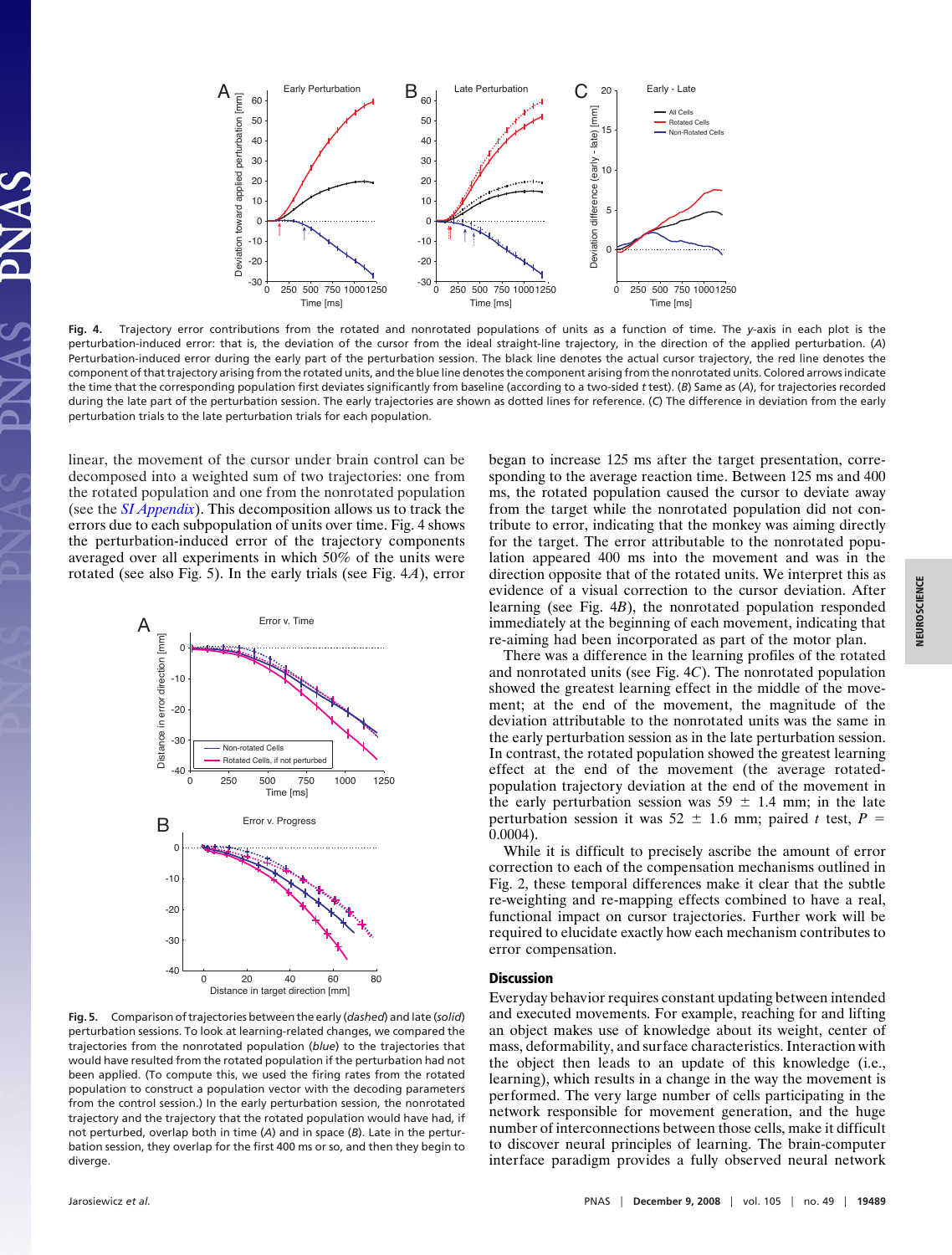**Fig. 4.** Trajectory error contributions from the rotated and nonrotated populations of units as a function of time. The *y*-axis in each plot is the perturbation-induced error: that is, the deviation of the cursor from the ideal straight-line trajectory, in the direction of the applied perturbation. (*A*) Perturbation-induced error during the early part of the perturbation session. The black line denotes the actual cursor trajectory, the red line denotes the component of that trajectory arising from the rotated units, and the blue line denotes the component arising from the nonrotated units. Colored arrows indicate the time that the corresponding population first deviates significantly from baseline (according to a two-sided *t* test). (*B*) Same as (*A*), for trajectories recorded during the late part of the perturbation session. The early trajectories are shown as dotted lines for reference. (*C*) The difference in deviation from the early perturbation trials to the late perturbation trials for each population.

linear, the movement of the cursor under brain control can be decomposed into a weighted sum of two trajectories: one from the rotated population and one from the nonrotated population (see the *SI Appendix*). This decomposition allows us to track the errors due to each subpopulation of units over time. Fig. 4 shows the perturbation-induced error of the trajectory components averaged over all experiments in which 50% of the units were rotated (see also Fig. 5). In the early trials (see Fig. 4*A*), error began to increase 125 ms after the target presentation, corresponding to the average reaction time. Between 125 ms and 400 ms, the rotated population caused the cursor to deviate away from the target while the nonrotated population did not contribute to error, indicating that the monkey was aiming directly for the target. The error attributable to the nonrotated population appeared 400 ms into the movement and was in the direction opposite that of the rotated units. We interpret this as evidence of a visual correction to the cursor deviation. After learning (see Fig. 4*B*), the nonrotated population responded immediately at the beginning of each movement, indicating that re-aiming had been incorporated as part of the motor plan.

There was a difference in the learning profiles of the rotated and nonrotated units (see Fig. 4*C*). The nonrotated population showed the greatest learning effect in the middle of the movement; at the end of the movement, the magnitude of the deviation attributable to the nonrotated units was the same in the early perturbation session as in the late perturbation session. In contrast, the rotated population showed the greatest learning effect at the end of the movement (the average rotated-population trajectory deviation at the end of the movement in the early perturbation session was $59 \pm 1.4$ mm; in the late perturbation session it was $52 \pm 1.6$ mm; paired *t* test, $P = 0.0004$).

While it is difficult to precisely ascribe the amount of error correction to each of the compensation mechanisms outlined in Fig. 2, these temporal differences make it clear that the subtle re-weighting and re-mapping effects combined to have a real, functional impact on cursor trajectories. Further work will be required to elucidate exactly how each mechanism contributes to error compensation.

**Fig. 5.** Comparison of trajectories between the early (*dashed*) and late (*solid*) perturbation sessions. To look at learning-related changes, we compared the trajectories from the nonrotated population (blue) to the trajectories that would have resulted from the rotated population if the perturbation had not been applied. (To compute this, we used the firing rates from the rotated population to construct a population vector with the decoding parameters from the control session.) In the early perturbation session, the nonrotated trajectory and the trajectory that the rotated population would have had, if not perturbed, overlap both in time (*A*) and in space (*B*). Late in the perturbation session, they overlap for the first 400 ms or so, and then they begin to diverge.

## Discussion

Everyday behavior requires constant updating between intended and executed movements. For example, reaching for and lifting an object makes use of knowledge about its weight, center of mass, deformability, and surface characteristics. Interaction with the object then leads to an update of this knowledge (i.e., learning), which results in a change in the way the movement is performed. The very large number of cells participating in the network responsible for movement generation, and the huge number of interconnections between those cells, make it difficult to discover neural principles of learning. The brain-computer interface paradigm provides a fully observed neural network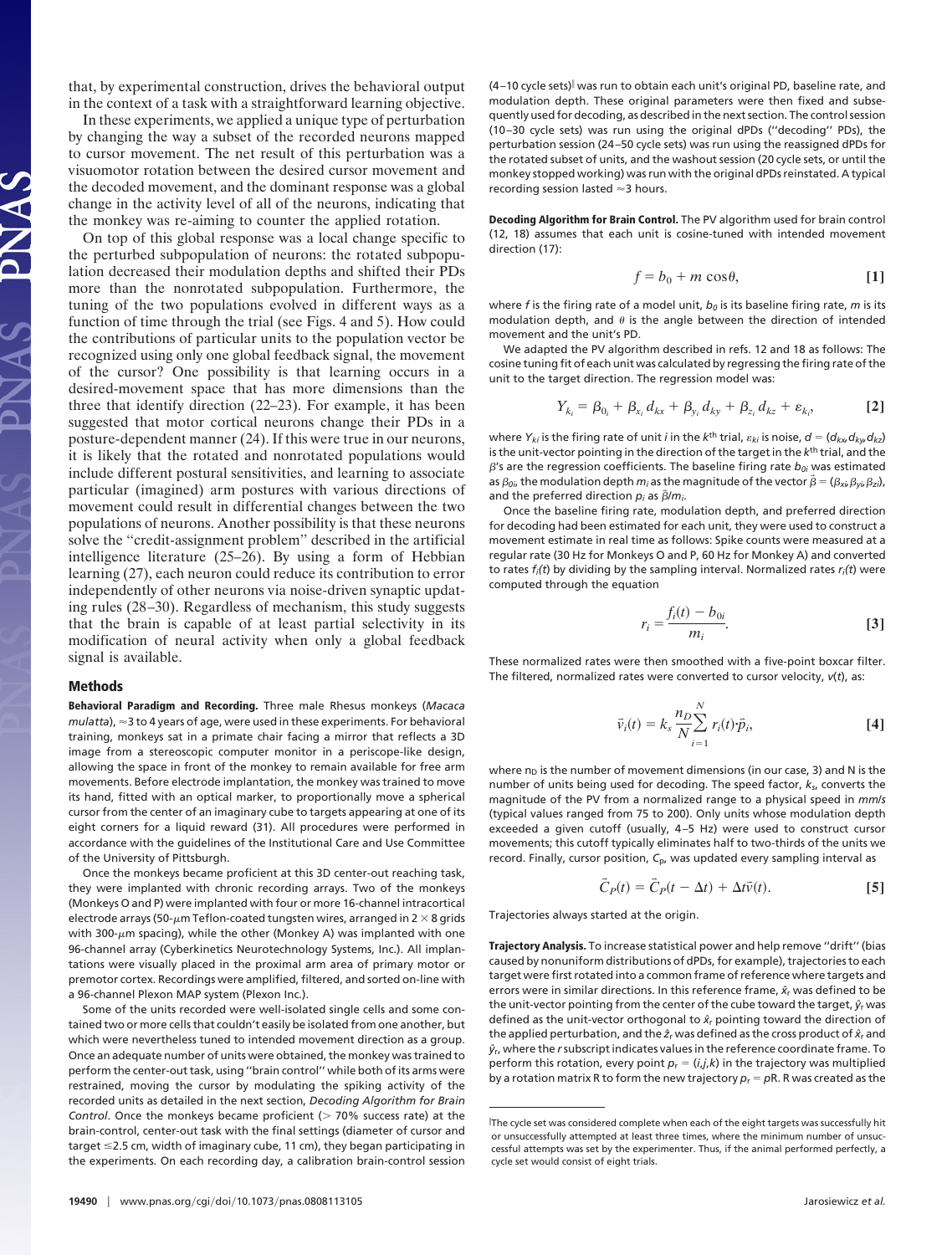that, by experimental construction, drives the behavioral output in the context of a task with a straightforward learning objective.

In these experiments, we applied a unique type of perturbation by changing the way a subset of the recorded neurons mapped to cursor movement. The net result of this perturbation was a visuomotor rotation between the desired cursor movement and the decoded movement, and the dominant response was a global change in the activity level of all of the neurons, indicating that the monkey was re-aiming to counter the applied rotation.

On top of this global response was a local change specific to the perturbed subpopulation of neurons: the rotated subpopulation decreased their modulation depths and shifted their PDs more than the nonrotated subpopulation. Furthermore, the tuning of the two populations evolved in different ways as a function of time through the trial (see Figs. 4 and 5). How could the contributions of particular units to the population vector be recognized using only one global feedback signal, the movement of the cursor? One possibility is that learning occurs in a desired-movement space that has more dimensions than the three that identify direction (22–23). For example, it has been suggested that motor cortical neurons change their PDs in a posture-dependent manner (24). If this were true in our neurons, it is likely that the rotated and nonrotated populations would include different postural sensitivities, and learning to associate particular (imagined) arm postures with various directions of movement could result in differential changes between the two populations of neurons. Another possibility is that these neurons solve the "credit-assignment problem" described in the artificial intelligence literature (25–26). By using a form of Hebbian learning (27), each neuron could reduce its contribution to error independently of other neurons via noise-driven synaptic updating rules (28–30). Regardless of mechanism, this study suggests that the brain is capable of at least partial selectivity in its modification of neural activity when only a global feedback signal is available.

## Methods

**Behavioral Paradigm and Recording.** Three male Rhesus monkeys (*Macaca mulatta*), ≈3 to 4 years of age, were used in these experiments. For behavioral training, monkeys sat in a primate chair facing a mirror that reflects a 3D image from a stereoscopic computer monitor in a periscope-like design, allowing the space in front of the monkey to remain available for free arm movements. Before electrode implantation, the monkey was trained to move its hand, fitted with an optical marker, to proportionally move a spherical cursor from the center of an imaginary cube to targets appearing at one of its eight corners for a liquid reward (31). All procedures were performed in accordance with the guidelines of the Institutional Care and Use Committee of the University of Pittsburgh.

Once the monkeys became proficient at this 3D center-out reaching task, they were implanted with chronic recording arrays. Two of the monkeys (Monkeys O and P) were implanted with four or more 16-channel intracortical electrode arrays (50-μm Teflon-coated tungsten wires, arranged in 2 × 8 grids with 300-μm spacing), while the other (Monkey A) was implanted with one 96-channel array (Cyberkinetics Neurotechnology Systems, Inc.). All implantations were visually placed in the proximal arm area of primary motor or premotor cortex. Recordings were amplified, filtered, and sorted on-line with a 96-channel Plexon MAP system (Plexon Inc.).

Some of the units recorded were well-isolated single cells and some contained two or more cells that couldn't easily be isolated from one another, but which were nevertheless tuned to intended movement direction as a group. Once an adequate number of units were obtained, the monkey was trained to perform the center-out task, using "brain control" while both of its arms were restrained, moving the cursor by modulating the spiking activity of the recorded units as detailed in the next section, *Decoding Algorithm for Brain Control*. Once the monkeys became proficient (> 70% success rate) at the brain-control, center-out task with the final settings (diameter of cursor and target ≤2.5 cm, width of imaginary cube, 11 cm), they began participating in the experiments. On each recording day, a calibration brain-control session (4–10 cycle sets)‖ was run to obtain each unit's original PD, baseline rate, and modulation depth. These original parameters were then fixed and subsequently used for decoding, as described in the next section. The control session (10–30 cycle sets) was run using the original dPDs ("decoding" PDs), the perturbation session (24–50 cycle sets) was run using the reassigned dPDs for the rotated subset of units, and the washout session (20 cycle sets, or until the monkey stopped working) was run with the original dPDs reinstated. A typical recording session lasted ≈3 hours.

**Decoding Algorithm for Brain Control.** The PV algorithm used for brain control (12, 18) assumes that each unit is cosine-tuned with intended movement direction (17):

$$f = b_0 + m\cos\theta, \qquad [1]$$

where $f$ is the firing rate of a model unit, $b_0$ is its baseline firing rate, $m$ is its modulation depth, and $\theta$ is the angle between the direction of intended movement and the unit's PD.

We adapted the PV algorithm described in refs. 12 and 18 as follows: The cosine tuning fit of each unit was calculated by regressing the firing rate of the unit to the target direction. The regression model was:

$$Y_{k_i} = \beta_{0_i} + \beta_{x_i} d_{kx} + \beta_{y_i} d_{ky} + \beta_{z_i} d_{kz} + \varepsilon_{k_i}, \qquad [2]$$

where $Y_{ki}$ is the firing rate of unit $i$ in the $k^{th}$ trial, $\varepsilon_{ki}$ is noise, $d = (d_{kx}, d_{ky}, d_{kz})$ is the unit-vector pointing in the direction of the target in the $k^{th}$ trial, and the $\beta$'s are the regression coefficients. The baseline firing rate $b_{0i}$ was estimated as $\beta_{0i}$, the modulation depth $m_i$ as the magnitude of the vector $\vec{\beta} = (\beta_{xi}, \beta_{yi}, \beta_{zi})$, and the preferred direction $p_i$ as $\vec{\beta}/m_i$.

Once the baseline firing rate, modulation depth, and preferred direction for decoding had been estimated for each unit, they were used to construct a movement estimate in real time as follows: Spike counts were measured at a regular rate (30 Hz for Monkeys O and P, 60 Hz for Monkey A) and converted to rates $f_i(t)$ by dividing by the sampling interval. Normalized rates $r_i(t)$ were computed through the equation

$$r_i = \frac{f_i(t) - b_{0i}}{m_i}. \qquad [3]$$

These normalized rates were then smoothed with a five-point boxcar filter. The filtered, normalized rates were converted to cursor velocity, $v(t)$, as:

$$\vec{v}_i(t) = k_s \frac{n_D}{N} \sum_{i=1}^{N} r_i(t)\vec{p}_i, \qquad [4]$$

where $n_D$ is the number of movement dimensions (in our case, 3) and N is the number of units being used for decoding. The speed factor, $k_s$, converts the magnitude of the PV from a normalized range to a physical speed in *mm/s* (typical values ranged from 75 to 200). Only units whose modulation depth exceeded a given cutoff (usually, 4–5 Hz) were used to construct cursor movements; this cutoff typically eliminates half to two-thirds of the units we record. Finally, cursor position, $C_P$, was updated every sampling interval as

$$\vec{C}_P(t) = \vec{C}_P(t - \Delta t) + \Delta t\vec{v}(t). \qquad [5]$$

Trajectories always started at the origin.

**Trajectory Analysis.** To increase statistical power and help remove "drift" (bias caused by nonuniform distributions of dPDs, for example), trajectories to each target were first rotated into a common frame of reference where targets and errors were in similar directions. In this reference frame, $\hat{x}_r$ was defined to be the unit-vector pointing from the center of the cube toward the target, $\hat{y}_r$ was defined as the unit-vector orthogonal to $\hat{x}_r$ pointing toward the direction of the applied perturbation, and the $\hat{z}_r$ was defined as the cross product of $\hat{x}_r$ and $\hat{y}_r$, where the $r$ subscript indicates values in the reference coordinate frame. To perform this rotation, every point $p_r = (i,j,k)$ in the trajectory was multiplied by a rotation matrix R to form the new trajectory $p_r = pR$. R was created as the

‖The cycle set was considered complete when each of the eight targets was successfully hit or unsuccessfully attempted at least three times, where the minimum number of unsuccessful attempts was set by the experimenter. Thus, if the animal performed perfectly, a cycle set would consist of eight trials.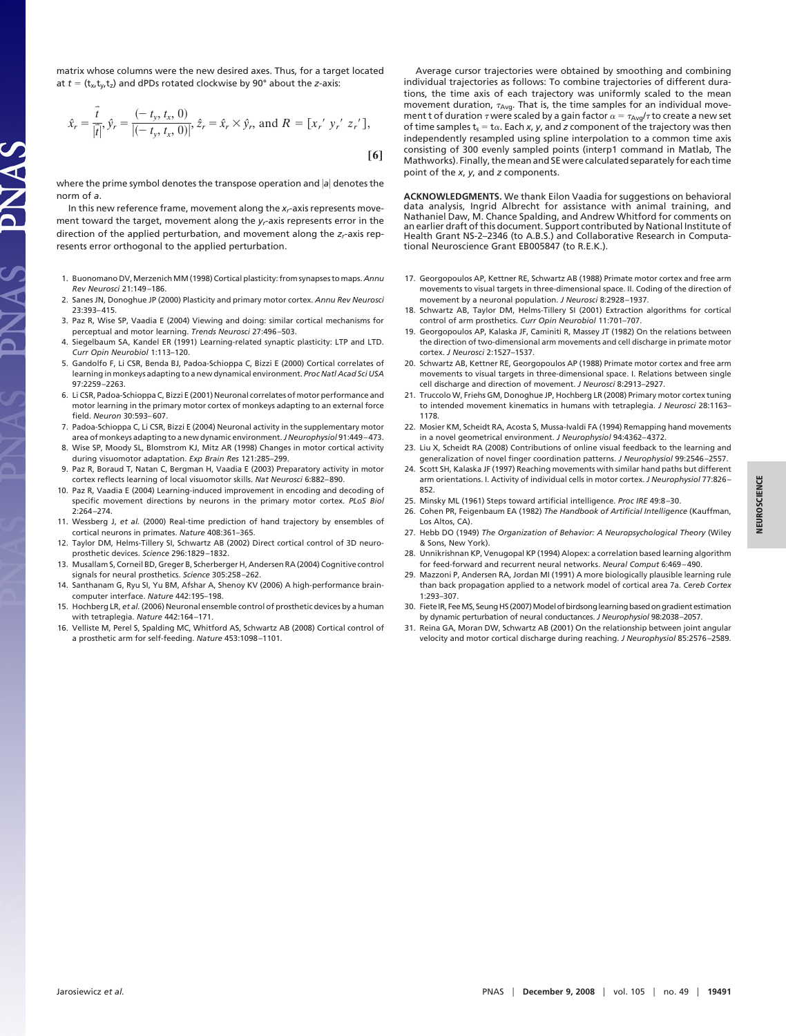matrix whose columns were the new desired axes. Thus, for a target located at $t = (t_x, t_y, t_z)$ and dPDs rotated clockwise by 90° about the $z$-axis:

$$\hat{x}_r = \frac{\vec{t}}{|\vec{t}|}, \hat{y}_r = \frac{(-t_y, t_x, 0)}{|(-t_y, t_x, 0)|}, \hat{z}_r = \hat{x}_r \times \hat{y}_r, \text{ and } R = [x_r{}' \; y_r{}' \; z_r{}'], \quad \textbf{[6]}$$

where the prime symbol denotes the transpose operation and $|a|$ denotes the norm of $a$.

In this new reference frame, movement along the $x_r$-axis represents movement toward the target, movement along the $y_r$-axis represents error in the direction of the applied perturbation, and movement along the $z_r$-axis represents error orthogonal to the applied perturbation.

Average cursor trajectories were obtained by smoothing and combining individual trajectories as follows: To combine trajectories of different durations, the time axis of each trajectory was uniformly scaled to the mean movement duration, $\tau_{Avg}$. That is, the time samples for an individual movement t of duration $\tau$ were scaled by a gain factor $\alpha = \tau_{Avg}/\tau$ to create a new set of time samples $t_s = t\alpha$. Each $x$, $y$, and $z$ component of the trajectory was then independently resampled using spline interpolation to a common time axis consisting of 300 evenly sampled points (interp1 command in Matlab, The Mathworks). Finally, the mean and SE were calculated separately for each time point of the $x$, $y$, and $z$ components.

**ACKNOWLEDGMENTS.** We thank Eilon Vaadia for suggestions on behavioral data analysis, Ingrid Albrecht for assistance with animal training, and Nathaniel Daw, M. Chance Spalding, and Andrew Whitford for comments on an earlier draft of this document. Support contributed by National Institute of Health Grant NS-2–2346 (to A.B.S.) and Collaborative Research in Computational Neuroscience Grant EB005847 (to R.E.K.).

1. Buonomano DV, Merzenich MM (1998) Cortical plasticity: from synapses to maps. *Annu Rev Neurosci* 21:149–186.
2. Sanes JN, Donoghue JP (2000) Plasticity and primary motor cortex. *Annu Rev Neurosci* 23:393–415.
3. Paz R, Wise SP, Vaadia E (2004) Viewing and doing: similar cortical mechanisms for perceptual and motor learning. *Trends Neurosci* 27:496–503.
4. Siegelbaum SA, Kandel ER (1991) Learning-related synaptic plasticity: LTP and LTD. *Curr Opin Neurobiol* 1:113–120.
5. Gandolfo F, Li CSR, Benda BJ, Padoa-Schioppa C, Bizzi E (2000) Cortical correlates of learning in monkeys adapting to a new dynamical environment. *Proc Natl Acad Sci USA* 97:2259–2263.
6. Li CSR, Padoa-Schioppa C, Bizzi E (2001) Neuronal correlates of motor performance and motor learning in the primary motor cortex of monkeys adapting to an external force field. *Neuron* 30:593–607.
7. Padoa-Schioppa C, Li CSR, Bizzi E (2004) Neuronal activity in the supplementary motor area of monkeys adapting to a new dynamic environment. *J Neurophysiol* 91:449–473.
8. Wise SP, Moody SL, Blomstrom KJ, Mitz AR (1998) Changes in motor cortical activity during visuomotor adaptation. *Exp Brain Res* 121:285–299.
9. Paz R, Boraud T, Natan C, Bergman H, Vaadia E (2003) Preparatory activity in motor cortex reflects learning of local visuomotor skills. *Nat Neurosci* 6:882–890.
10. Paz R, Vaadia E (2004) Learning-induced improvement in encoding and decoding of specific movement directions by neurons in the primary motor cortex. *PLoS Biol* 2:264–274.
11. Wessberg J, *et al.* (2000) Real-time prediction of hand trajectory by ensembles of cortical neurons in primates. *Nature* 408:361–365.
12. Taylor DM, Helms-Tillery SI, Schwartz AB (2002) Direct cortical control of 3D neuroprosthetic devices. *Science* 296:1829–1832.
13. Musallam S, Corneil BD, Greger B, Scherberger H, Andersen RA (2004) Cognitive control signals for neural prosthetics. *Science* 305:258–262.
14. Santhanam G, Ryu SI, Yu BM, Afshar A, Shenoy KV (2006) A high-performance brain-computer interface. *Nature* 442:195–198.
15. Hochberg LR, *et al.* (2006) Neuronal ensemble control of prosthetic devices by a human with tetraplegia. *Nature* 442:164–171.
16. Velliste M, Perel S, Spalding MC, Whitford AS, Schwartz AB (2008) Cortical control of a prosthetic arm for self-feeding. *Nature* 453:1098–1101.
17. Georgopoulos AP, Kettner RE, Schwartz AB (1988) Primate motor cortex and free arm movements to visual targets in three-dimensional space. II. Coding of the direction of movement by a neuronal population. *J Neurosci* 8:2928–1937.
18. Schwartz AB, Taylor DM, Helms-Tillery SI (2001) Extraction algorithms for cortical control of arm prosthetics. *Curr Opin Neurobiol* 11:701–707.
19. Georgopoulos AP, Kalaska JF, Caminiti R, Massey JT (1982) On the relations between the direction of two-dimensional arm movements and cell discharge in primate motor cortex. *J Neurosci* 2:1527–1537.
20. Schwartz AB, Kettner RE, Georgopoulos AP (1988) Primate motor cortex and free arm movements to visual targets in three-dimensional space. I. Relations between single cell discharge and direction of movement. *J Neurosci* 8:2913–2927.
21. Truccolo W, Friehs GM, Donoghue JP, Hochberg LR (2008) Primary motor cortex tuning to intended movement kinematics in humans with tetraplegia. *J Neurosci* 28:1163–1178.
22. Mosier KM, Scheidt RA, Acosta S, Mussa-Ivaldi FA (1994) Remapping hand movements in a novel geometrical environment. *J Neurophysiol* 94:4362–4372.
23. Liu X, Scheidt RA (2008) Contributions of online visual feedback to the learning and generalization of novel finger coordination patterns. *J Neurophysiol* 99:2546–2557.
24. Scott SH, Kalaska JF (1997) Reaching movements with similar hand paths but different arm orientations. I. Activity of individual cells in motor cortex. *J Neurophysiol* 77:826–852.
25. Minsky ML (1961) Steps toward artificial intelligence. *Proc IRE* 49:8–30.
26. Cohen PR, Feigenbaum EA (1982) *The Handbook of Artificial Intelligence* (Kauffman, Los Altos, CA).
27. Hebb DO (1949) *The Organization of Behavior: A Neuropsychological Theory* (Wiley & Sons, New York).
28. Unnikrishnan KP, Venugopal KP (1994) Alopex: a correlation based learning algorithm for feed-forward and recurrent neural networks. *Neural Comput* 6:469–490.
29. Mazzoni P, Andersen RA, Jordan MI (1991) A more biologically plausible learning rule than back propagation applied to a network model of cortical area 7a. *Cereb Cortex* 1:293–307.
30. Fiete IR, Fee MS, Seung HS (2007) Model of birdsong learning based on gradient estimation by dynamic perturbation of neural conductances. *J Neurophysiol* 98:2038–2057.
31. Reina GA, Moran DW, Schwartz AB (2001) On the relationship between joint angular velocity and motor cortical discharge during reaching. *J Neurophysiol* 85:2576–2589.